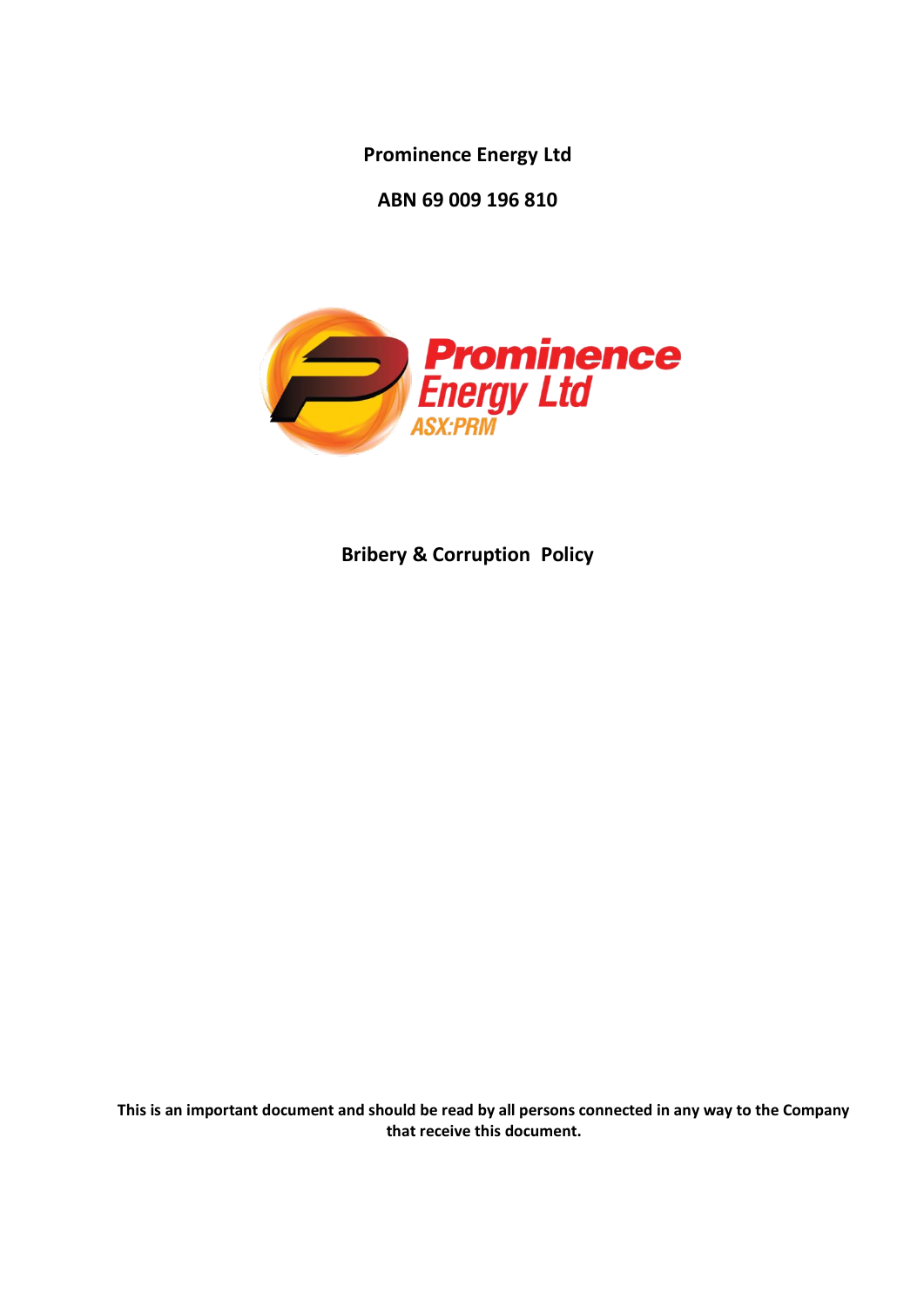**Prominence Energy Ltd**

**ABN 69 009 196 810**

# Bribery & Corruption Policy

**This is an important document and should be read by all persons connected in any way to the Company that receive this document.**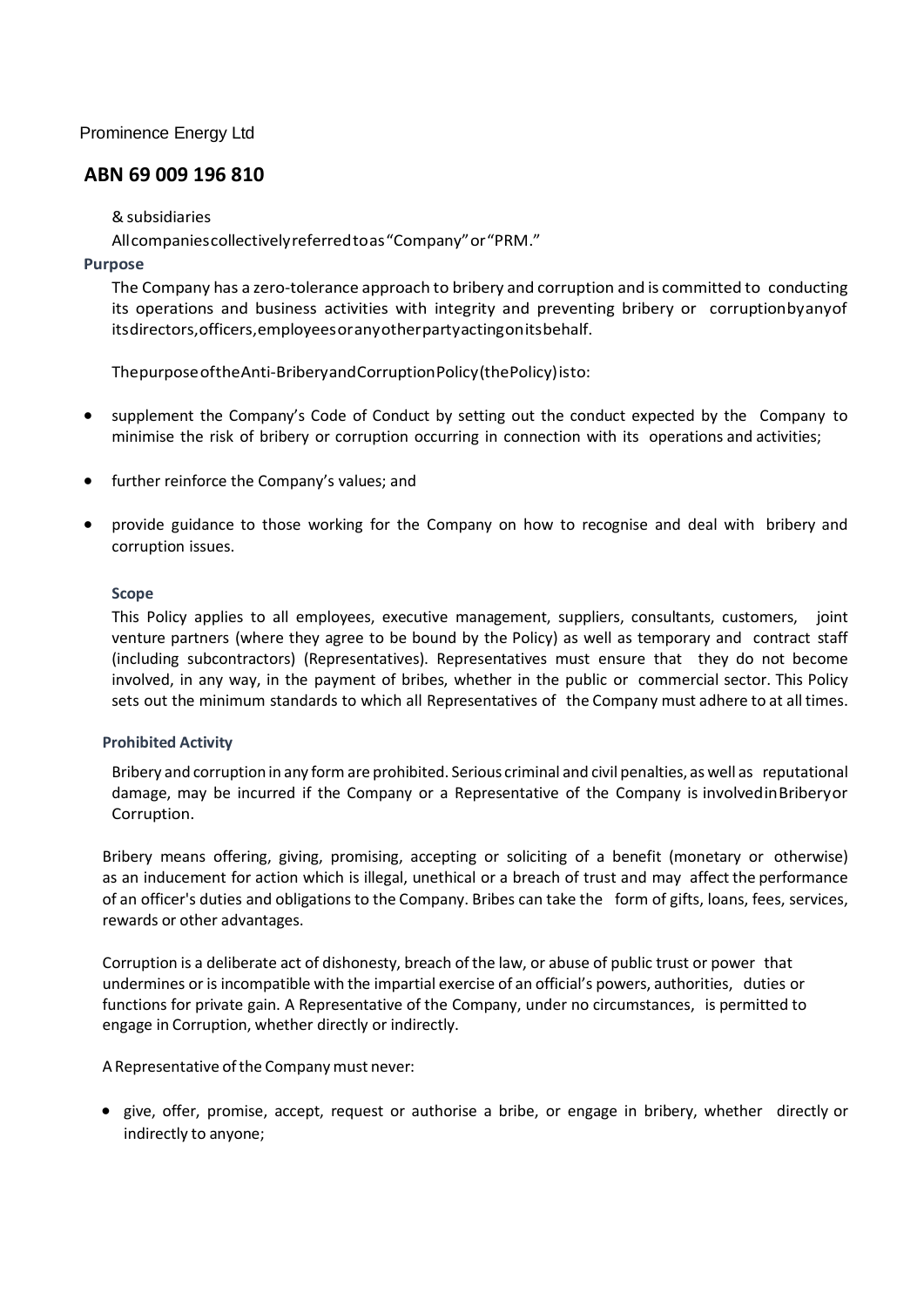Prominence Energy Ltd

## ABN 69 009 196 810

& subsidiaries

All companies collectively referred to as "Company" or "PRM."

### Purpose

The Company has a zero-tolerance approach to bribery and corruption and is committed to conducting its operations and business activities with integrity and preventing bribery or corruption by any of its directors, officers, employees or any other party acting on its behalf.

The purpose of the Anti-Bribery and Corruption Policy (the Policy) is to:

- supplement the Company's Code of Conduct by setting out the conduct expected by the Company to minimise the risk of bribery or corruption occurring in connection with its operations and activities;
- further reinforce the Company's values; and
- provide guidance to those working for the Company on how to recognise and deal with bribery and corruption issues.

### Scope

This Policy applies to all employees, executive management, suppliers, consultants, customers, joint venture partners (where they agree to be bound by the Policy) as well as temporary and contract staff (including subcontractors) (Representatives). Representatives must ensure that they do not become involved, in any way, in the payment of bribes, whether in the public or commercial sector. This Policy sets out the minimum standards to which all Representatives of the Company must adhere to at all times.

### Prohibited Activity

Bribery and corruption in any form are prohibited. Serious criminal and civil penalties, as well as reputational damage, may be incurred if the Company or a Representative of the Company is involved in Bribery or Corruption.

Bribery means offering, giving, promising, accepting or soliciting of a benefit (monetary or otherwise) as an inducement for action which is illegal, unethical or a breach of trust and may affect the performance of an officer's duties and obligations to the Company. Bribes can take the form of gifts, loans, fees, services, rewards or other advantages.

Corruption is a deliberate act of dishonesty, breach of the law, or abuse of public trust or power that undermines or is incompatible with the impartial exercise of an official's powers, authorities, duties or functions for private gain. A Representative of the Company, under no circumstances, is permitted to engage in Corruption, whether directly or indirectly.

A Representative of the Company must never:

- give, offer, promise, accept, request or authorise a bribe, or engage in bribery, whether directly or indirectly to anyone;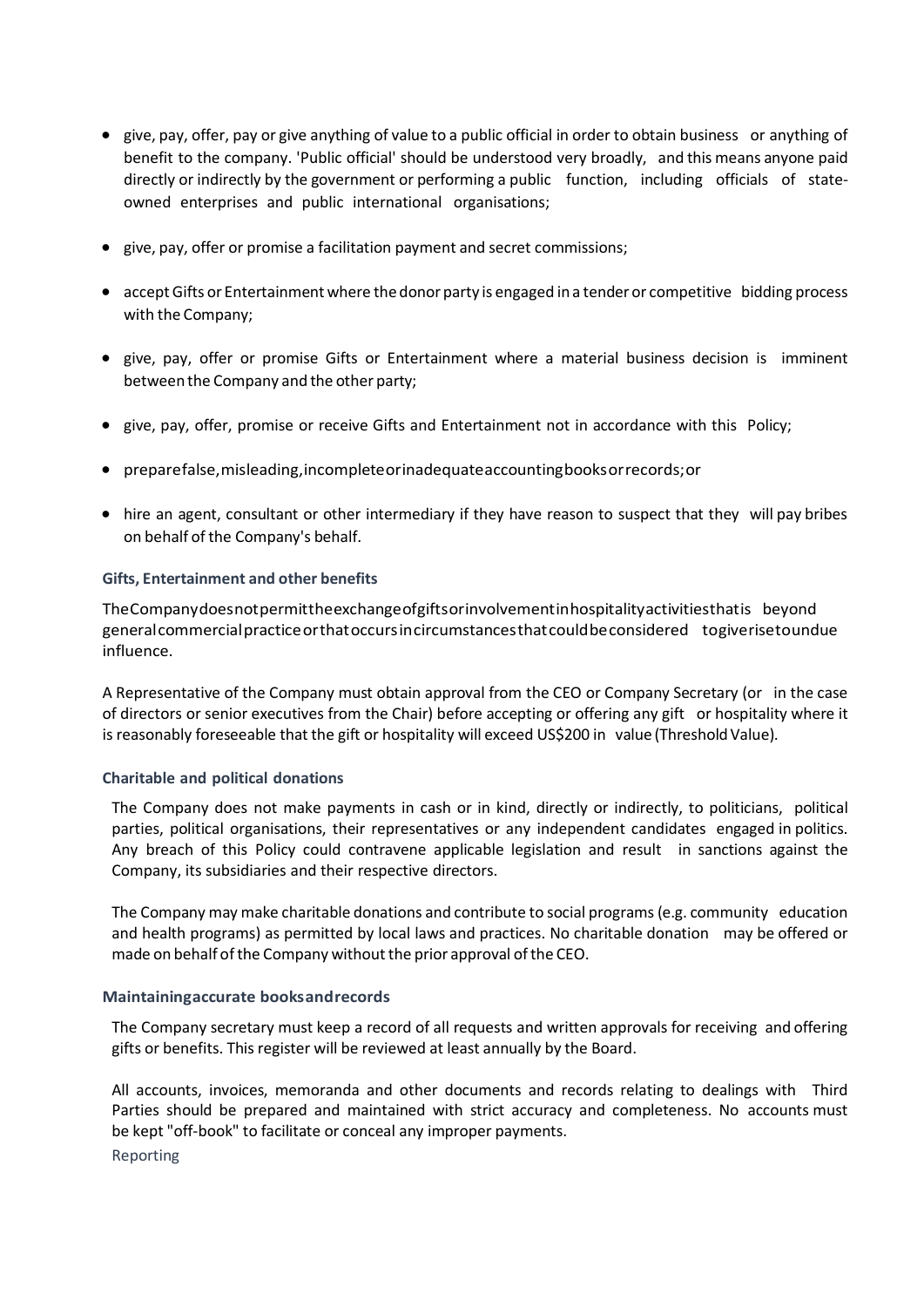- give, pay, offer, pay or give anything of value to a public official in order to obtain business or anything of benefit to the company. 'Public official' should be understood very broadly, and this means anyone paid directly or indirectly by the government or performing a public function, including officials of state-owned enterprises and public international organisations;

- give, pay, offer or promise a facilitation payment and secret commissions;

- accept Gifts or Entertainment where the donor party is engaged in a tender or competitive bidding process with the Company;

- give, pay, offer or promise Gifts or Entertainment where a material business decision is imminent between the Company and the other party;

- give, pay, offer, promise or receive Gifts and Entertainment not in accordance with this Policy;

- prepare false, misleading, incomplete or inadequate accounting books or records; or

- hire an agent, consultant or other intermediary if they have reason to suspect that they will pay bribes on behalf of the Company's behalf.

#### Gifts, Entertainment and other benefits

The Company does not permit the exchange of gifts or involvement in hospitality activities that is beyond general commercial practice or that occurs in circumstances that could be considered to give rise to undue influence.

A Representative of the Company must obtain approval from the CEO or Company Secretary (or in the case of directors or senior executives from the Chair) before accepting or offering any gift or hospitality where it is reasonably foreseeable that the gift or hospitality will exceed US$200 in value (Threshold Value).

#### Charitable and political donations

The Company does not make payments in cash or in kind, directly or indirectly, to politicians, political parties, political organisations, their representatives or any independent candidates engaged in politics. Any breach of this Policy could contravene applicable legislation and result in sanctions against the Company, its subsidiaries and their respective directors.

The Company may make charitable donations and contribute to social programs (e.g. community education and health programs) as permitted by local laws and practices. No charitable donation may be offered or made on behalf of the Company without the prior approval of the CEO.

#### Maintaining accurate books and records

The Company secretary must keep a record of all requests and written approvals for receiving and offering gifts or benefits. This register will be reviewed at least annually by the Board.

All accounts, invoices, memoranda and other documents and records relating to dealings with Third Parties should be prepared and maintained with strict accuracy and completeness. No accounts must be kept "off-book" to facilitate or conceal any improper payments.

#### Reporting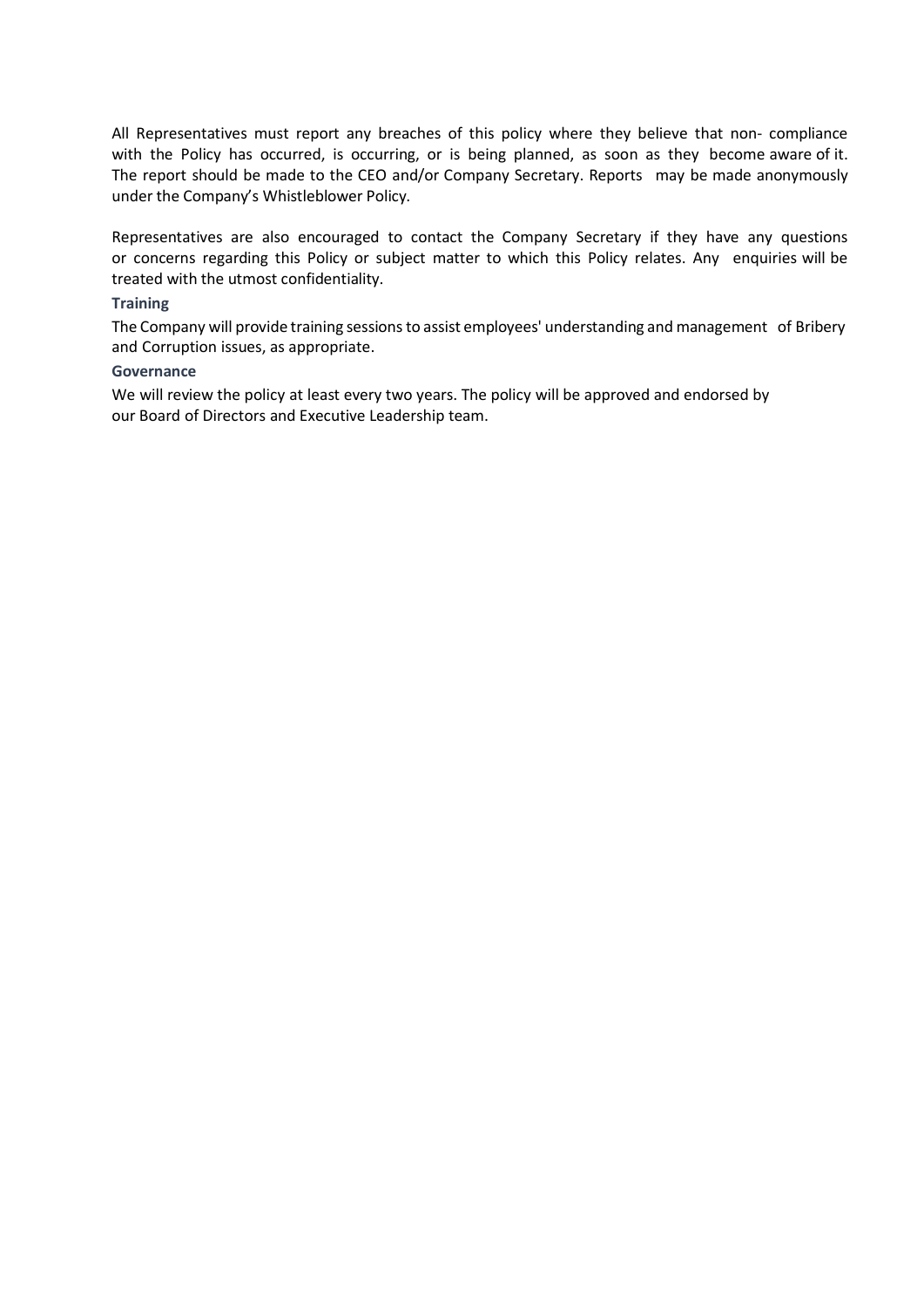All Representatives must report any breaches of this policy where they believe that non- compliance with the Policy has occurred, is occurring, or is being planned, as soon as they become aware of it. The report should be made to the CEO and/or Company Secretary. Reports may be made anonymously under the Company's Whistleblower Policy.

Representatives are also encouraged to contact the Company Secretary if they have any questions or concerns regarding this Policy or subject matter to which this Policy relates. Any enquiries will be treated with the utmost confidentiality.

### Training

The Company will provide training sessions to assist employees' understanding and management of Bribery and Corruption issues, as appropriate.

### Governance

We will review the policy at least every two years. The policy will be approved and endorsed by our Board of Directors and Executive Leadership team.